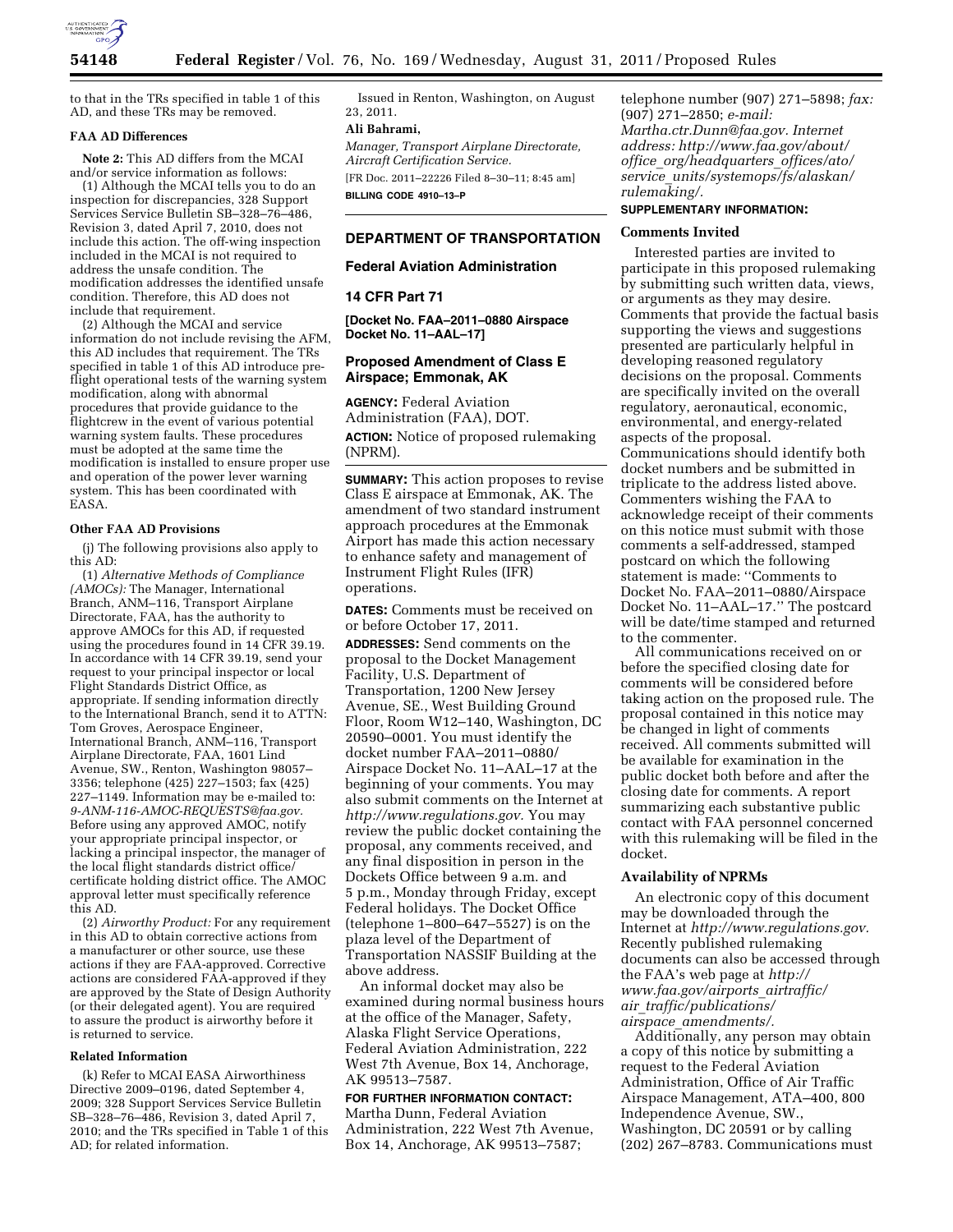to that in the TRs specified in table 1 of this AD, and these TRs may be removed.

**FAA AD Differences**

**Note 2:** This AD differs from the MCAI and/or service information as follows:

(1) Although the MCAI tells you to do an inspection for discrepancies, 328 Support Services Service Bulletin SB–328–76–486, Revision 3, dated April 7, 2010, does not include this action. The off-wing inspection included in the MCAI is not required to address the unsafe condition. The modification addresses the identified unsafe condition. Therefore, this AD does not include that requirement.

(2) Although the MCAI and service information do not include revising the AFM, this AD includes that requirement. The TRs specified in table 1 of this AD introduce pre-flight operational tests of the warning system modification, along with abnormal procedures that provide guidance to the flightcrew in the event of various potential warning system faults. These procedures must be adopted at the same time the modification is installed to ensure proper use and operation of the power lever warning system. This has been coordinated with EASA.

**Other FAA AD Provisions**

(j) The following provisions also apply to this AD:

(1) *Alternative Methods of Compliance (AMOCs):* The Manager, International Branch, ANM–116, Transport Airplane Directorate, FAA, has the authority to approve AMOCs for this AD, if requested using the procedures found in 14 CFR 39.19. In accordance with 14 CFR 39.19, send your request to your principal inspector or local Flight Standards District Office, as appropriate. If sending information directly to the International Branch, send it to ATTN: Tom Groves, Aerospace Engineer, International Branch, ANM–116, Transport Airplane Directorate, FAA, 1601 Lind Avenue, SW., Renton, Washington 98057–3356; telephone (425) 227–1503; fax (425) 227–1149. Information may be e-mailed to: *9-ANM-116-AMOC-REQUESTS@faa.gov.* Before using any approved AMOC, notify your appropriate principal inspector, or lacking a principal inspector, the manager of the local flight standards district office/certificate holding district office. The AMOC approval letter must specifically reference this AD.

(2) *Airworthy Product:* For any requirement in this AD to obtain corrective actions from a manufacturer or other source, use these actions if they are FAA-approved. Corrective actions are considered FAA-approved if they are approved by the State of Design Authority (or their delegated agent). You are required to assure the product is airworthy before it is returned to service.

**Related Information**

(k) Refer to MCAI EASA Airworthiness Directive 2009–0196, dated September 4, 2009; 328 Support Services Service Bulletin SB–328–76–486, Revision 3, dated April 7, 2010; and the TRs specified in Table 1 of this AD; for related information.

Issued in Renton, Washington, on August 23, 2011.

**Ali Bahrami,**

*Manager, Transport Airplane Directorate, Aircraft Certification Service.*

[FR Doc. 2011–22226 Filed 8–30–11; 8:45 am]

**BILLING CODE 4910–13–P**

---

## DEPARTMENT OF TRANSPORTATION

### Federal Aviation Administration

### 14 CFR Part 71

**[Docket No. FAA–2011–0880 Airspace Docket No. 11–AAL–17]**

### Proposed Amendment of Class E Airspace; Emmonak, AK

**AGENCY:** Federal Aviation Administration (FAA), DOT.

**ACTION:** Notice of proposed rulemaking (NPRM).

**SUMMARY:** This action proposes to revise Class E airspace at Emmonak, AK. The amendment of two standard instrument approach procedures at the Emmonak Airport has made this action necessary to enhance safety and management of Instrument Flight Rules (IFR) operations.

**DATES:** Comments must be received on or before October 17, 2011.

**ADDRESSES:** Send comments on the proposal to the Docket Management Facility, U.S. Department of Transportation, 1200 New Jersey Avenue, SE., West Building Ground Floor, Room W12–140, Washington, DC 20590–0001. You must identify the docket number FAA–2011–0880/Airspace Docket No. 11–AAL–17 at the beginning of your comments. You may also submit comments on the Internet at *http://www.regulations.gov.* You may review the public docket containing the proposal, any comments received, and any final disposition in person in the Dockets Office between 9 a.m. and 5 p.m., Monday through Friday, except Federal holidays. The Docket Office (telephone 1–800–647–5527) is on the plaza level of the Department of Transportation NASSIF Building at the above address.

An informal docket may also be examined during normal business hours at the office of the Manager, Safety, Alaska Flight Service Operations, Federal Aviation Administration, 222 West 7th Avenue, Box 14, Anchorage, AK 99513–7587.

**FOR FURTHER INFORMATION CONTACT:** Martha Dunn, Federal Aviation Administration, 222 West 7th Avenue, Box 14, Anchorage, AK 99513–7587; telephone number (907) 271–5898; *fax:* (907) 271–2850; *e-mail: Martha.ctr.Dunn@faa.gov. Internet address: http://www.faa.gov/about/office_org/headquarters_offices/ato/service_units/systemops/fs/alaskan/rulemaking/.*

**SUPPLEMENTARY INFORMATION:**

**Comments Invited**

Interested parties are invited to participate in this proposed rulemaking by submitting such written data, views, or arguments as they may desire. Comments that provide the factual basis supporting the views and suggestions presented are particularly helpful in developing reasoned regulatory decisions on the proposal. Comments are specifically invited on the overall regulatory, aeronautical, economic, environmental, and energy-related aspects of the proposal. Communications should identify both docket numbers and be submitted in triplicate to the address listed above. Commenters wishing the FAA to acknowledge receipt of their comments on this notice must submit with those comments a self-addressed, stamped postcard on which the following statement is made: ''Comments to Docket No. FAA–2011–0880/Airspace Docket No. 11–AAL–17.'' The postcard will be date/time stamped and returned to the commenter.

All communications received on or before the specified closing date for comments will be considered before taking action on the proposed rule. The proposal contained in this notice may be changed in light of comments received. All comments submitted will be available for examination in the public docket both before and after the closing date for comments. A report summarizing each substantive public contact with FAA personnel concerned with this rulemaking will be filed in the docket.

**Availability of NPRMs**

An electronic copy of this document may be downloaded through the Internet at *http://www.regulations.gov.* Recently published rulemaking documents can also be accessed through the FAA's web page at *http://www.faa.gov/airports_airtraffic/air_traffic/publications/airspace_amendments/.*

Additionally, any person may obtain a copy of this notice by submitting a request to the Federal Aviation Administration, Office of Air Traffic Airspace Management, ATA–400, 800 Independence Avenue, SW., Washington, DC 20591 or by calling (202) 267–8783. Communications must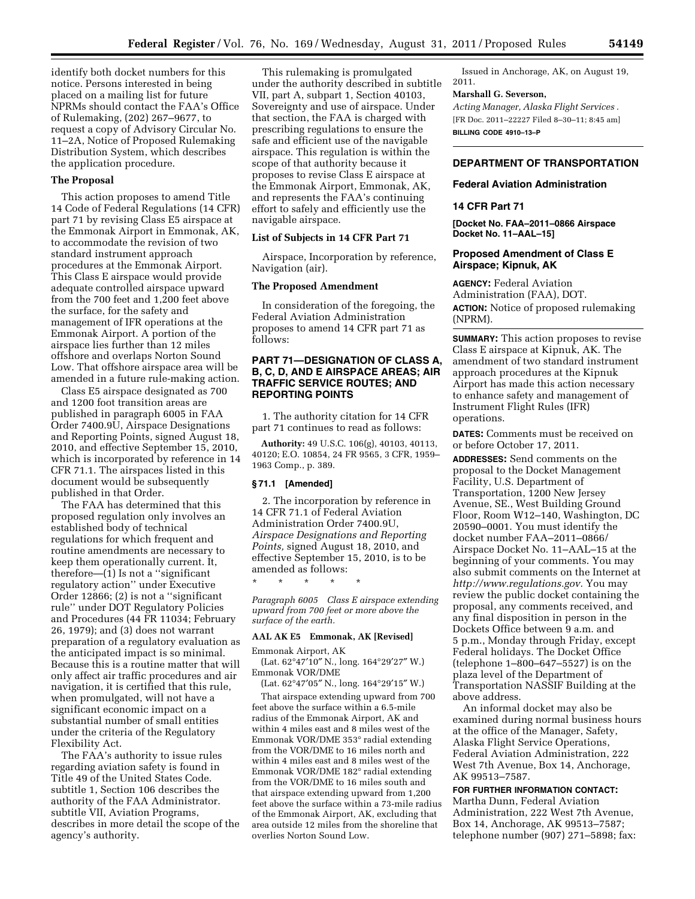identify both docket numbers for this notice. Persons interested in being placed on a mailing list for future NPRMs should contact the FAA's Office of Rulemaking, (202) 267–9677, to request a copy of Advisory Circular No. 11–2A, Notice of Proposed Rulemaking Distribution System, which describes the application procedure.

**The Proposal**

This action proposes to amend Title 14 Code of Federal Regulations (14 CFR) part 71 by revising Class E5 airspace at the Emmonak Airport in Emmonak, AK, to accommodate the revision of two standard instrument approach procedures at the Emmonak Airport. This Class E airspace would provide adequate controlled airspace upward from the 700 feet and 1,200 feet above the surface, for the safety and management of IFR operations at the Emmonak Airport. A portion of the airspace lies further than 12 miles offshore and overlaps Norton Sound Low. That offshore airspace area will be amended in a future rule-making action.

Class E5 airspace designated as 700 and 1200 foot transition areas are published in paragraph 6005 in FAA Order 7400.9U, Airspace Designations and Reporting Points, signed August 18, 2010, and effective September 15, 2010, which is incorporated by reference in 14 CFR 71.1. The airspaces listed in this document would be subsequently published in that Order.

The FAA has determined that this proposed regulation only involves an established body of technical regulations for which frequent and routine amendments are necessary to keep them operationally current. It, therefore—(1) Is not a ''significant regulatory action'' under Executive Order 12866; (2) is not a ''significant rule'' under DOT Regulatory Policies and Procedures (44 FR 11034; February 26, 1979); and (3) does not warrant preparation of a regulatory evaluation as the anticipated impact is so minimal. Because this is a routine matter that will only affect air traffic procedures and air navigation, it is certified that this rule, when promulgated, will not have a significant economic impact on a substantial number of small entities under the criteria of the Regulatory Flexibility Act.

The FAA's authority to issue rules regarding aviation safety is found in Title 49 of the United States Code. subtitle 1, Section 106 describes the authority of the FAA Administrator. subtitle VII, Aviation Programs, describes in more detail the scope of the agency's authority.

This rulemaking is promulgated under the authority described in subtitle VII, part A, subpart 1, Section 40103, Sovereignty and use of airspace. Under that section, the FAA is charged with prescribing regulations to ensure the safe and efficient use of the navigable airspace. This regulation is within the scope of that authority because it proposes to revise Class E airspace at the Emmonak Airport, Emmonak, AK, and represents the FAA's continuing effort to safely and efficiently use the navigable airspace.

**List of Subjects in 14 CFR Part 71**

Airspace, Incorporation by reference, Navigation (air).

**The Proposed Amendment**

In consideration of the foregoing, the Federal Aviation Administration proposes to amend 14 CFR part 71 as follows:

## PART 71—DESIGNATION OF CLASS A, B, C, D, AND E AIRSPACE AREAS; AIR TRAFFIC SERVICE ROUTES; AND REPORTING POINTS

1. The authority citation for 14 CFR part 71 continues to read as follows:

**Authority:** 49 U.S.C. 106(g), 40103, 40113, 40120; E.O. 10854, 24 FR 9565, 3 CFR, 1959–1963 Comp., p. 389.

**§ 71.1 [Amended]**

2. The incorporation by reference in 14 CFR 71.1 of Federal Aviation Administration Order 7400.9U, *Airspace Designations and Reporting Points,* signed August 18, 2010, and effective September 15, 2010, is to be amended as follows:

\* \* \* \* \*

*Paragraph 6005 Class E airspace extending upward from 700 feet or more above the surface of the earth.*

**AAL AK E5 Emmonak, AK [Revised]**

Emmonak Airport, AK
(Lat. 62°47′10″ N., long. 164°29′27″ W.)
Emmonak VOR/DME
(Lat. 62°47′05″ N., long. 164°29′15″ W.)

That airspace extending upward from 700 feet above the surface within a 6.5-mile radius of the Emmonak Airport, AK and within 4 miles east and 8 miles west of the Emmonak VOR/DME 353° radial extending from the VOR/DME to 16 miles north and within 4 miles east and 8 miles west of the Emmonak VOR/DME 182° radial extending from the VOR/DME to 16 miles south and that airspace extending upward from 1,200 feet above the surface within a 73-mile radius of the Emmonak Airport, AK, excluding that area outside 12 miles from the shoreline that overlies Norton Sound Low.

Issued in Anchorage, AK, on August 19, 2011.

**Marshall G. Severson,**
*Acting Manager, Alaska Flight Services.*
[FR Doc. 2011–22227 Filed 8–30–11; 8:45 am]
**BILLING CODE 4910–13–P**

---

**DEPARTMENT OF TRANSPORTATION**

**Federal Aviation Administration**

**14 CFR Part 71**

**[Docket No. FAA–2011–0866 Airspace Docket No. 11–AAL–15]**

## Proposed Amendment of Class E Airspace; Kipnuk, AK

**AGENCY:** Federal Aviation Administration (FAA), DOT.

**ACTION:** Notice of proposed rulemaking (NPRM).

**SUMMARY:** This action proposes to revise Class E airspace at Kipnuk, AK. The amendment of two standard instrument approach procedures at the Kipnuk Airport has made this action necessary to enhance safety and management of Instrument Flight Rules (IFR) operations.

**DATES:** Comments must be received on or before October 17, 2011.

**ADDRESSES:** Send comments on the proposal to the Docket Management Facility, U.S. Department of Transportation, 1200 New Jersey Avenue, SE., West Building Ground Floor, Room W12–140, Washington, DC 20590–0001. You must identify the docket number FAA–2011–0866/ Airspace Docket No. 11–AAL–15 at the beginning of your comments. You may also submit comments on the Internet at *http://www.regulations.gov.* You may review the public docket containing the proposal, any comments received, and any final disposition in person in the Dockets Office between 9 a.m. and 5 p.m., Monday through Friday, except Federal holidays. The Docket Office (telephone 1–800–647–5527) is on the plaza level of the Department of Transportation NASSIF Building at the above address.

An informal docket may also be examined during normal business hours at the office of the Manager, Safety, Alaska Flight Service Operations, Federal Aviation Administration, 222 West 7th Avenue, Box 14, Anchorage, AK 99513–7587.

**FOR FURTHER INFORMATION CONTACT:** Martha Dunn, Federal Aviation Administration, 222 West 7th Avenue, Box 14, Anchorage, AK 99513–7587; telephone number (907) 271–5898; fax: